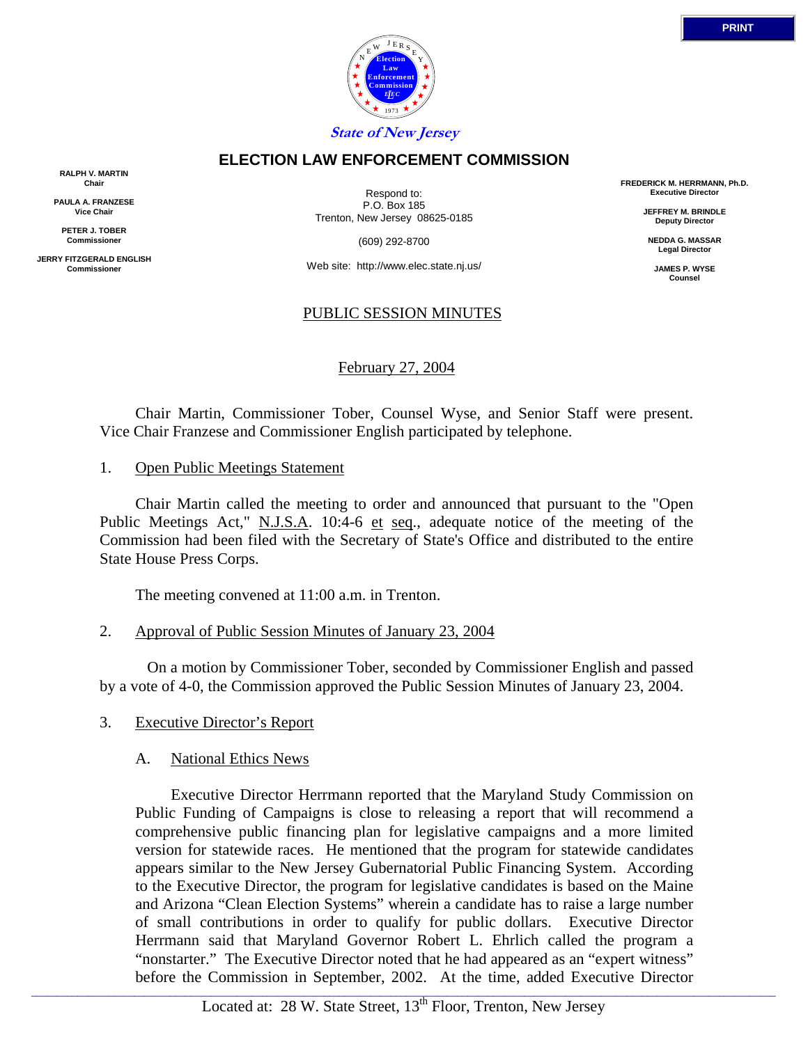State of New Jersey

# ELECTION LAW ENFORCEMENT COMMISSION

**RALPH V. MARTIN**
**Chair**

**PAULA A. FRANZESE**
**Vice Chair**

**PETER J. TOBER**
**Commissioner**

**JERRY FITZGERALD ENGLISH**
**Commissioner**

Respond to:
P.O. Box 185
Trenton, New Jersey 08625-0185

(609) 292-8700

Web site: http://www.elec.state.nj.us/

**FREDERICK M. HERRMANN, Ph.D.**
**Executive Director**

**JEFFREY M. BRINDLE**
**Deputy Director**

**NEDDA G. MASSAR**
**Legal Director**

**JAMES P. WYSE**
**Counsel**

## PUBLIC SESSION MINUTES

February 27, 2004

Chair Martin, Commissioner Tober, Counsel Wyse, and Senior Staff were present. Vice Chair Franzese and Commissioner English participated by telephone.

1. Open Public Meetings Statement

Chair Martin called the meeting to order and announced that pursuant to the "Open Public Meetings Act," N.J.S.A. 10:4-6 et seq., adequate notice of the meeting of the Commission had been filed with the Secretary of State's Office and distributed to the entire State House Press Corps.

The meeting convened at 11:00 a.m. in Trenton.

2. Approval of Public Session Minutes of January 23, 2004

On a motion by Commissioner Tober, seconded by Commissioner English and passed by a vote of 4-0, the Commission approved the Public Session Minutes of January 23, 2004.

3. Executive Director's Report

A. National Ethics News

Executive Director Herrmann reported that the Maryland Study Commission on Public Funding of Campaigns is close to releasing a report that will recommend a comprehensive public financing plan for legislative campaigns and a more limited version for statewide races. He mentioned that the program for statewide candidates appears similar to the New Jersey Gubernatorial Public Financing System. According to the Executive Director, the program for legislative candidates is based on the Maine and Arizona "Clean Election Systems" wherein a candidate has to raise a large number of small contributions in order to qualify for public dollars. Executive Director Herrmann said that Maryland Governor Robert L. Ehrlich called the program a "nonstarter." The Executive Director noted that he had appeared as an "expert witness" before the Commission in September, 2002. At the time, added Executive Director

Located at: 28 W. State Street, 13th Floor, Trenton, New Jersey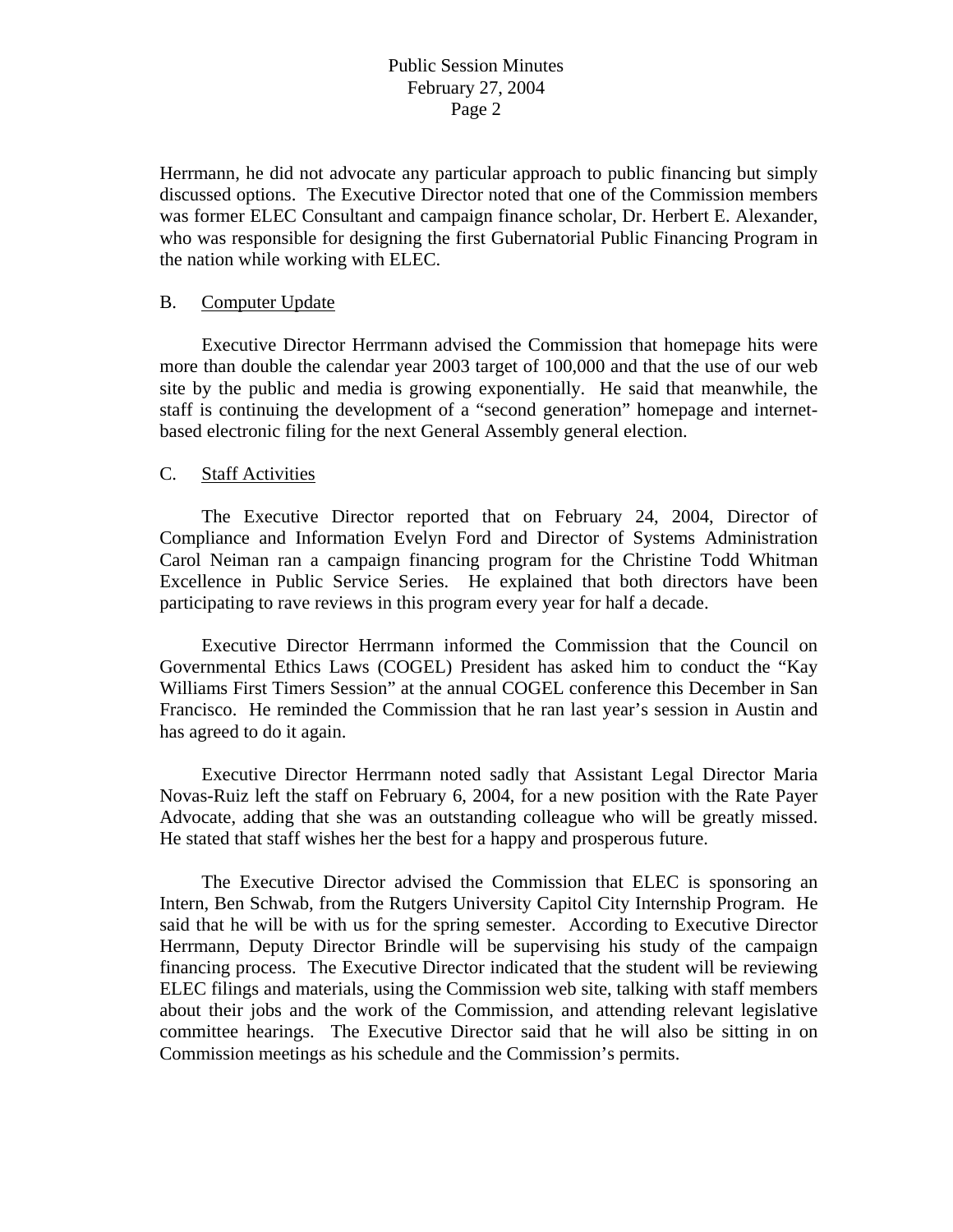Herrmann, he did not advocate any particular approach to public financing but simply discussed options. The Executive Director noted that one of the Commission members was former ELEC Consultant and campaign finance scholar, Dr. Herbert E. Alexander, who was responsible for designing the first Gubernatorial Public Financing Program in the nation while working with ELEC.

B. Computer Update

Executive Director Herrmann advised the Commission that homepage hits were more than double the calendar year 2003 target of 100,000 and that the use of our web site by the public and media is growing exponentially. He said that meanwhile, the staff is continuing the development of a "second generation" homepage and internet-based electronic filing for the next General Assembly general election.

C. Staff Activities

The Executive Director reported that on February 24, 2004, Director of Compliance and Information Evelyn Ford and Director of Systems Administration Carol Neiman ran a campaign financing program for the Christine Todd Whitman Excellence in Public Service Series. He explained that both directors have been participating to rave reviews in this program every year for half a decade.

Executive Director Herrmann informed the Commission that the Council on Governmental Ethics Laws (COGEL) President has asked him to conduct the "Kay Williams First Timers Session" at the annual COGEL conference this December in San Francisco. He reminded the Commission that he ran last year's session in Austin and has agreed to do it again.

Executive Director Herrmann noted sadly that Assistant Legal Director Maria Novas-Ruiz left the staff on February 6, 2004, for a new position with the Rate Payer Advocate, adding that she was an outstanding colleague who will be greatly missed. He stated that staff wishes her the best for a happy and prosperous future.

The Executive Director advised the Commission that ELEC is sponsoring an Intern, Ben Schwab, from the Rutgers University Capitol City Internship Program. He said that he will be with us for the spring semester. According to Executive Director Herrmann, Deputy Director Brindle will be supervising his study of the campaign financing process. The Executive Director indicated that the student will be reviewing ELEC filings and materials, using the Commission web site, talking with staff members about their jobs and the work of the Commission, and attending relevant legislative committee hearings. The Executive Director said that he will also be sitting in on Commission meetings as his schedule and the Commission's permits.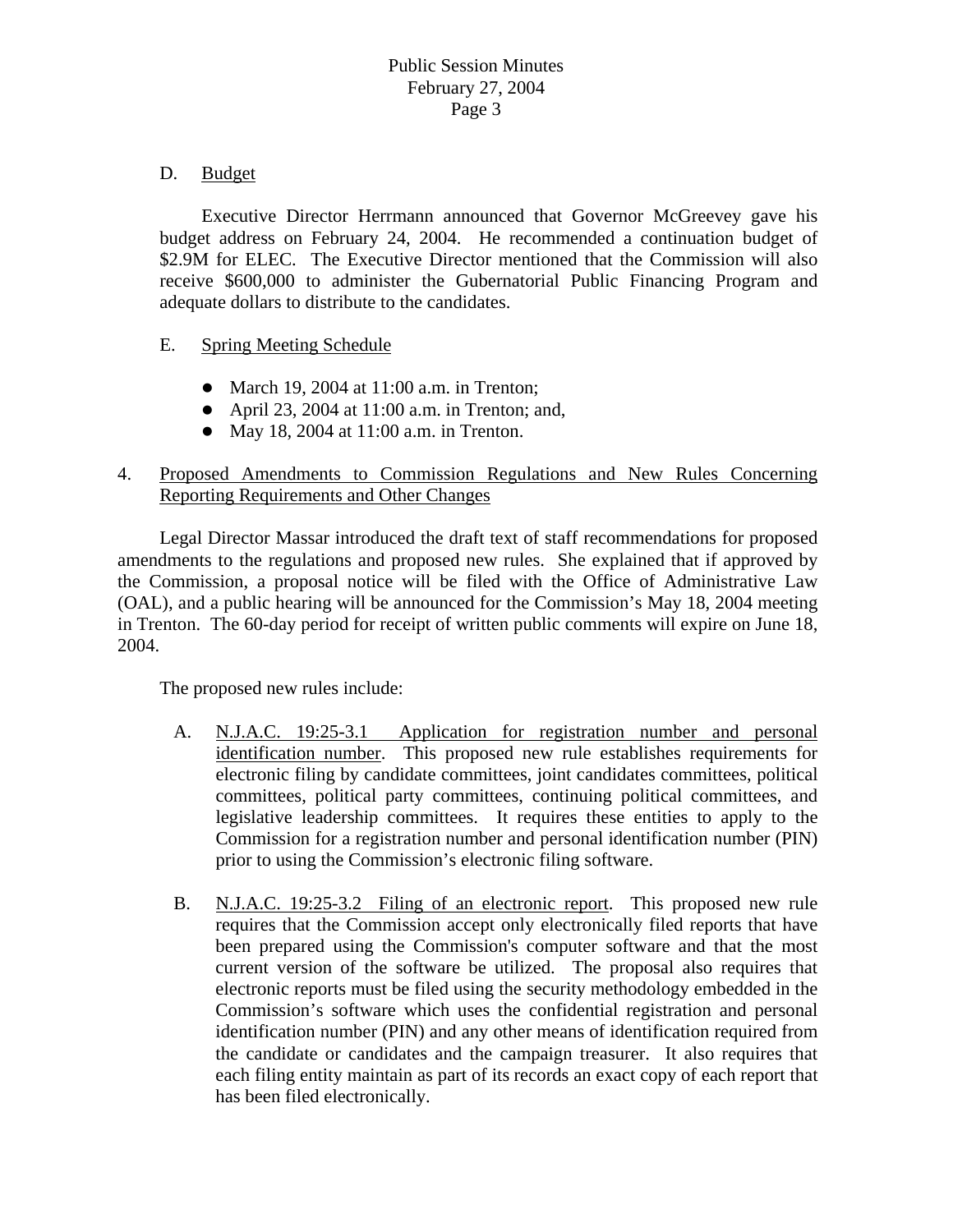D. Budget

Executive Director Herrmann announced that Governor McGreevey gave his budget address on February 24, 2004. He recommended a continuation budget of $2.9M for ELEC. The Executive Director mentioned that the Commission will also receive $600,000 to administer the Gubernatorial Public Financing Program and adequate dollars to distribute to the candidates.

E. Spring Meeting Schedule

- March 19, 2004 at 11:00 a.m. in Trenton;
- April 23, 2004 at 11:00 a.m. in Trenton; and,
- May 18, 2004 at 11:00 a.m. in Trenton.

4. Proposed Amendments to Commission Regulations and New Rules Concerning Reporting Requirements and Other Changes

Legal Director Massar introduced the draft text of staff recommendations for proposed amendments to the regulations and proposed new rules. She explained that if approved by the Commission, a proposal notice will be filed with the Office of Administrative Law (OAL), and a public hearing will be announced for the Commission's May 18, 2004 meeting in Trenton. The 60-day period for receipt of written public comments will expire on June 18, 2004.

The proposed new rules include:

A. N.J.A.C. 19:25-3.1 Application for registration number and personal identification number. This proposed new rule establishes requirements for electronic filing by candidate committees, joint candidates committees, political committees, political party committees, continuing political committees, and legislative leadership committees. It requires these entities to apply to the Commission for a registration number and personal identification number (PIN) prior to using the Commission's electronic filing software.

B. N.J.A.C. 19:25-3.2 Filing of an electronic report. This proposed new rule requires that the Commission accept only electronically filed reports that have been prepared using the Commission's computer software and that the most current version of the software be utilized. The proposal also requires that electronic reports must be filed using the security methodology embedded in the Commission's software which uses the confidential registration and personal identification number (PIN) and any other means of identification required from the candidate or candidates and the campaign treasurer. It also requires that each filing entity maintain as part of its records an exact copy of each report that has been filed electronically.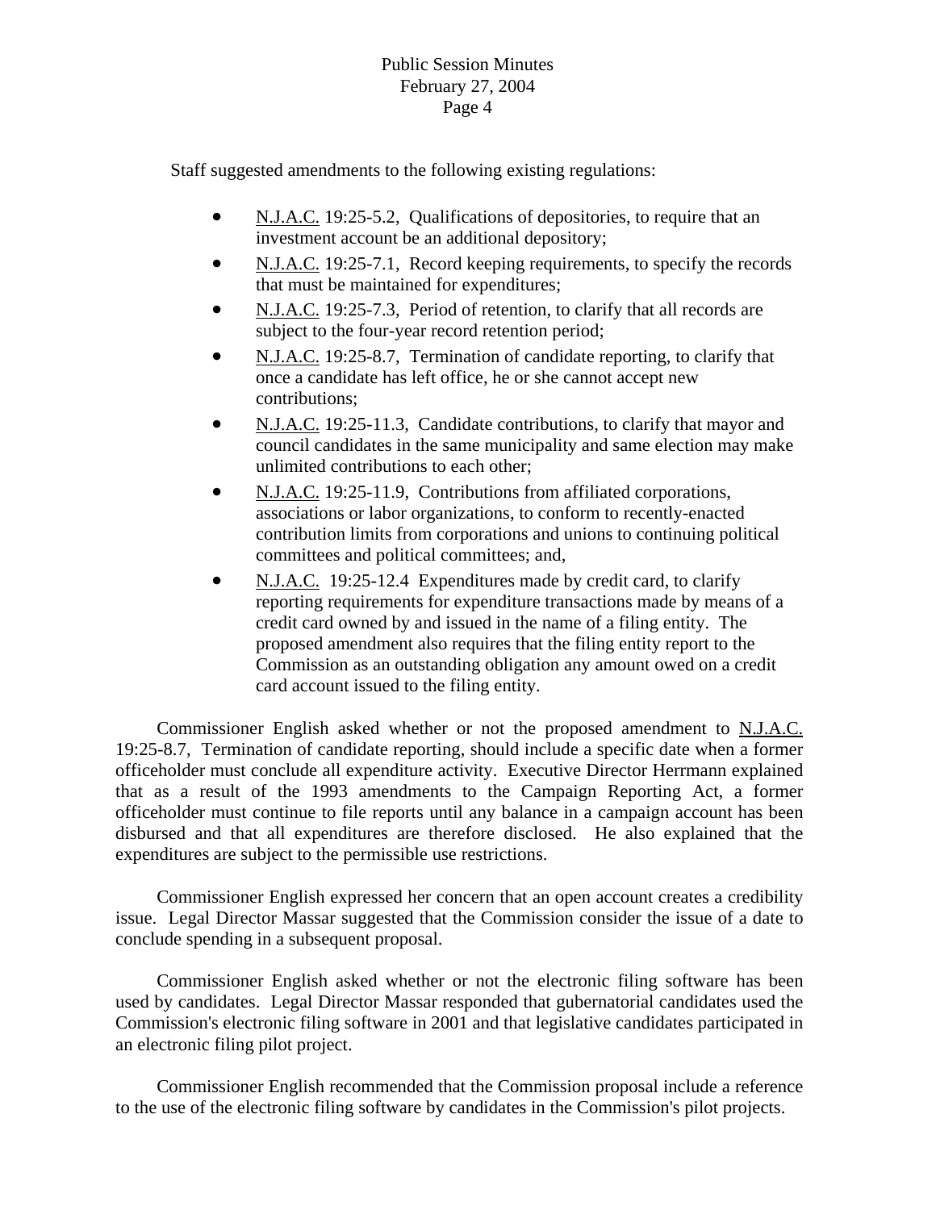Staff suggested amendments to the following existing regulations:

- N.J.A.C. 19:25-5.2, Qualifications of depositories, to require that an investment account be an additional depository;
- N.J.A.C. 19:25-7.1, Record keeping requirements, to specify the records that must be maintained for expenditures;
- N.J.A.C. 19:25-7.3, Period of retention, to clarify that all records are subject to the four-year record retention period;
- N.J.A.C. 19:25-8.7, Termination of candidate reporting, to clarify that once a candidate has left office, he or she cannot accept new contributions;
- N.J.A.C. 19:25-11.3, Candidate contributions, to clarify that mayor and council candidates in the same municipality and same election may make unlimited contributions to each other;
- N.J.A.C. 19:25-11.9, Contributions from affiliated corporations, associations or labor organizations, to conform to recently-enacted contribution limits from corporations and unions to continuing political committees and political committees; and,
- N.J.A.C. 19:25-12.4 Expenditures made by credit card, to clarify reporting requirements for expenditure transactions made by means of a credit card owned by and issued in the name of a filing entity. The proposed amendment also requires that the filing entity report to the Commission as an outstanding obligation any amount owed on a credit card account issued to the filing entity.

Commissioner English asked whether or not the proposed amendment to N.J.A.C. 19:25-8.7, Termination of candidate reporting, should include a specific date when a former officeholder must conclude all expenditure activity. Executive Director Herrmann explained that as a result of the 1993 amendments to the Campaign Reporting Act, a former officeholder must continue to file reports until any balance in a campaign account has been disbursed and that all expenditures are therefore disclosed. He also explained that the expenditures are subject to the permissible use restrictions.

Commissioner English expressed her concern that an open account creates a credibility issue. Legal Director Massar suggested that the Commission consider the issue of a date to conclude spending in a subsequent proposal.

Commissioner English asked whether or not the electronic filing software has been used by candidates. Legal Director Massar responded that gubernatorial candidates used the Commission's electronic filing software in 2001 and that legislative candidates participated in an electronic filing pilot project.

Commissioner English recommended that the Commission proposal include a reference to the use of the electronic filing software by candidates in the Commission's pilot projects.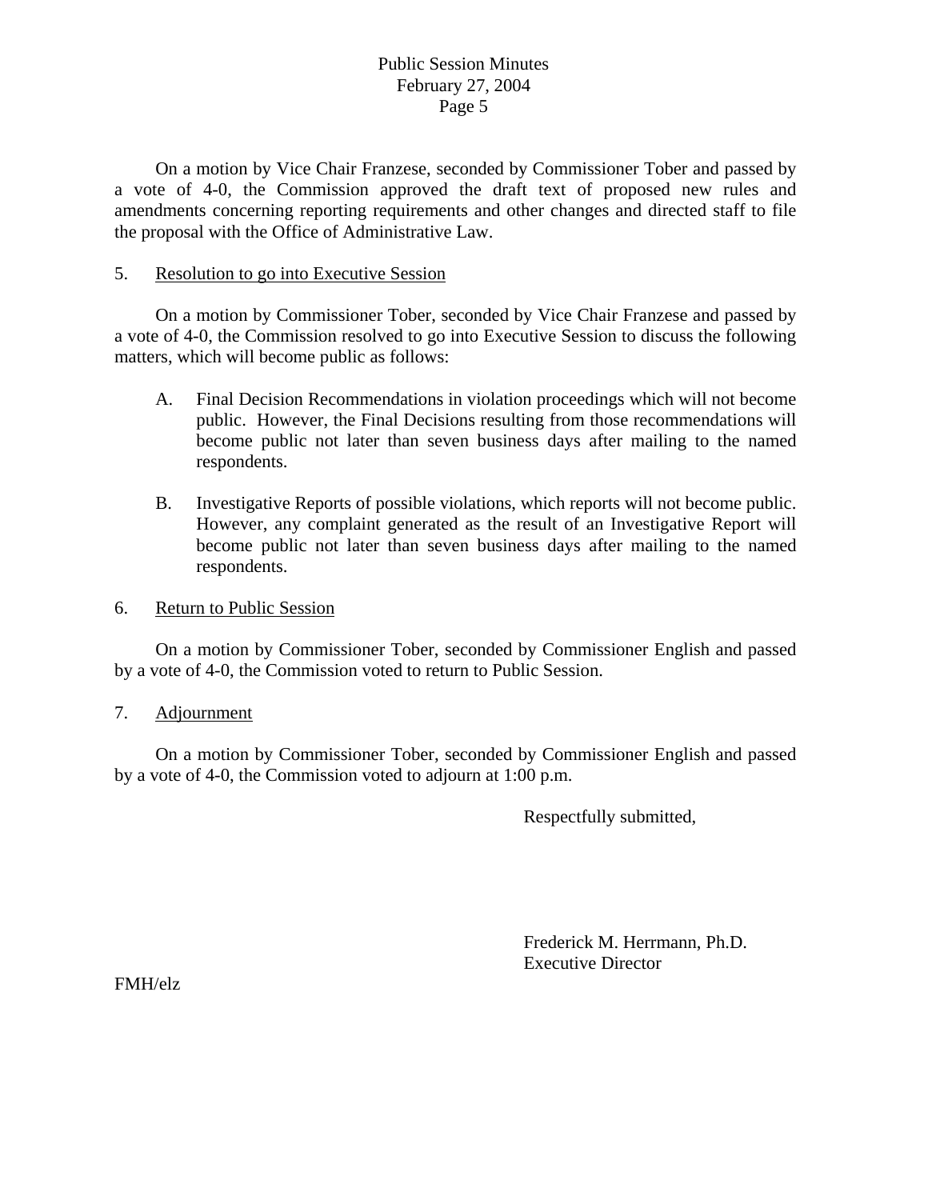On a motion by Vice Chair Franzese, seconded by Commissioner Tober and passed by a vote of 4-0, the Commission approved the draft text of proposed new rules and amendments concerning reporting requirements and other changes and directed staff to file the proposal with the Office of Administrative Law.

5. Resolution to go into Executive Session

On a motion by Commissioner Tober, seconded by Vice Chair Franzese and passed by a vote of 4-0, the Commission resolved to go into Executive Session to discuss the following matters, which will become public as follows:

A. Final Decision Recommendations in violation proceedings which will not become public. However, the Final Decisions resulting from those recommendations will become public not later than seven business days after mailing to the named respondents.

B. Investigative Reports of possible violations, which reports will not become public. However, any complaint generated as the result of an Investigative Report will become public not later than seven business days after mailing to the named respondents.

6. Return to Public Session

On a motion by Commissioner Tober, seconded by Commissioner English and passed by a vote of 4-0, the Commission voted to return to Public Session.

7. Adjournment

On a motion by Commissioner Tober, seconded by Commissioner English and passed by a vote of 4-0, the Commission voted to adjourn at 1:00 p.m.

Respectfully submitted,

Frederick M. Herrmann, Ph.D.
Executive Director

FMH/elz